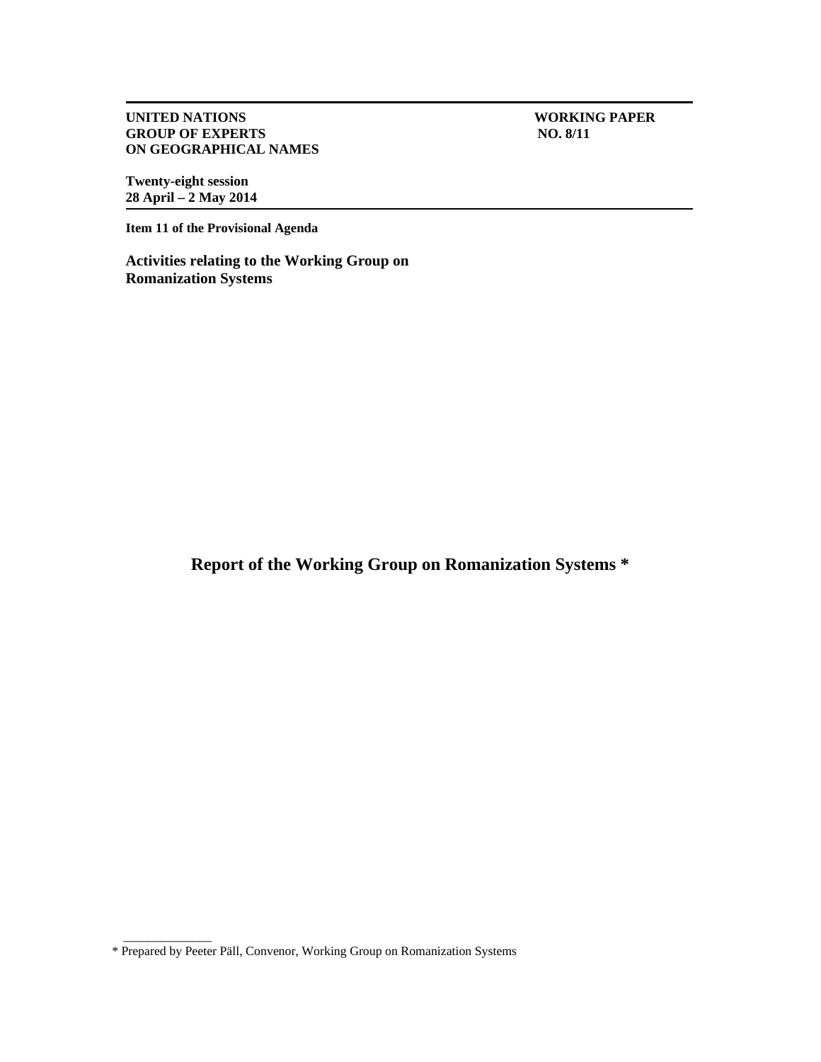**UNITED NATIONS**
**GROUP OF EXPERTS**
**ON GEOGRAPHICAL NAMES**

**WORKING PAPER**
**NO. 8/11**

**Twenty-eight session**
**28 April – 2 May 2014**

**Item 11 of the Provisional Agenda**

**Activities relating to the Working Group on Romanization Systems**

# Report of the Working Group on Romanization Systems *

---

\* Prepared by Peeter Päll, Convenor, Working Group on Romanization Systems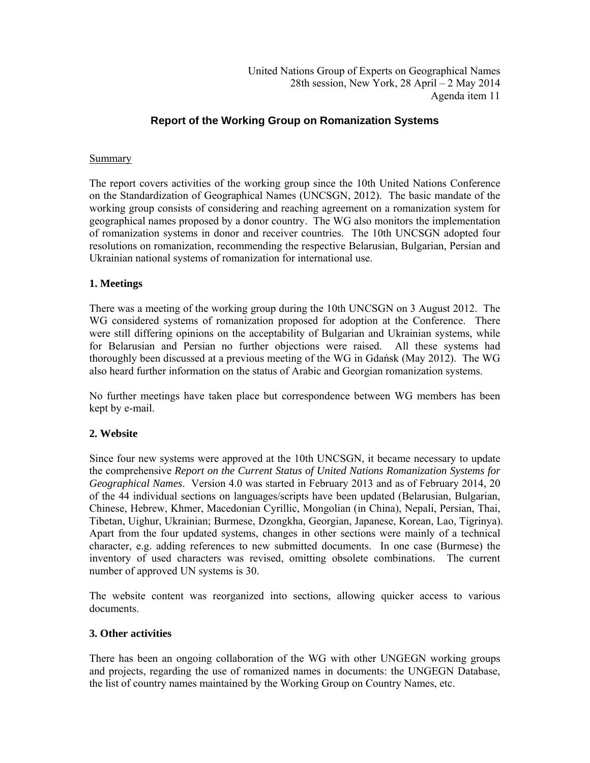United Nations Group of Experts on Geographical Names
28th session, New York, 28 April – 2 May 2014
Agenda item 11

## Report of the Working Group on Romanization Systems

Summary

The report covers activities of the working group since the 10th United Nations Conference on the Standardization of Geographical Names (UNCSGN, 2012). The basic mandate of the working group consists of considering and reaching agreement on a romanization system for geographical names proposed by a donor country. The WG also monitors the implementation of romanization systems in donor and receiver countries. The 10th UNCSGN adopted four resolutions on romanization, recommending the respective Belarusian, Bulgarian, Persian and Ukrainian national systems of romanization for international use.

### 1. Meetings

There was a meeting of the working group during the 10th UNCSGN on 3 August 2012. The WG considered systems of romanization proposed for adoption at the Conference. There were still differing opinions on the acceptability of Bulgarian and Ukrainian systems, while for Belarusian and Persian no further objections were raised. All these systems had thoroughly been discussed at a previous meeting of the WG in Gdańsk (May 2012). The WG also heard further information on the status of Arabic and Georgian romanization systems.

No further meetings have taken place but correspondence between WG members has been kept by e-mail.

### 2. Website

Since four new systems were approved at the 10th UNCSGN, it became necessary to update the comprehensive *Report on the Current Status of United Nations Romanization Systems for Geographical Names*. Version 4.0 was started in February 2013 and as of February 2014, 20 of the 44 individual sections on languages/scripts have been updated (Belarusian, Bulgarian, Chinese, Hebrew, Khmer, Macedonian Cyrillic, Mongolian (in China), Nepali, Persian, Thai, Tibetan, Uighur, Ukrainian; Burmese, Dzongkha, Georgian, Japanese, Korean, Lao, Tigrinya). Apart from the four updated systems, changes in other sections were mainly of a technical character, e.g. adding references to new submitted documents. In one case (Burmese) the inventory of used characters was revised, omitting obsolete combinations. The current number of approved UN systems is 30.

The website content was reorganized into sections, allowing quicker access to various documents.

### 3. Other activities

There has been an ongoing collaboration of the WG with other UNGEGN working groups and projects, regarding the use of romanized names in documents: the UNGEGN Database, the list of country names maintained by the Working Group on Country Names, etc.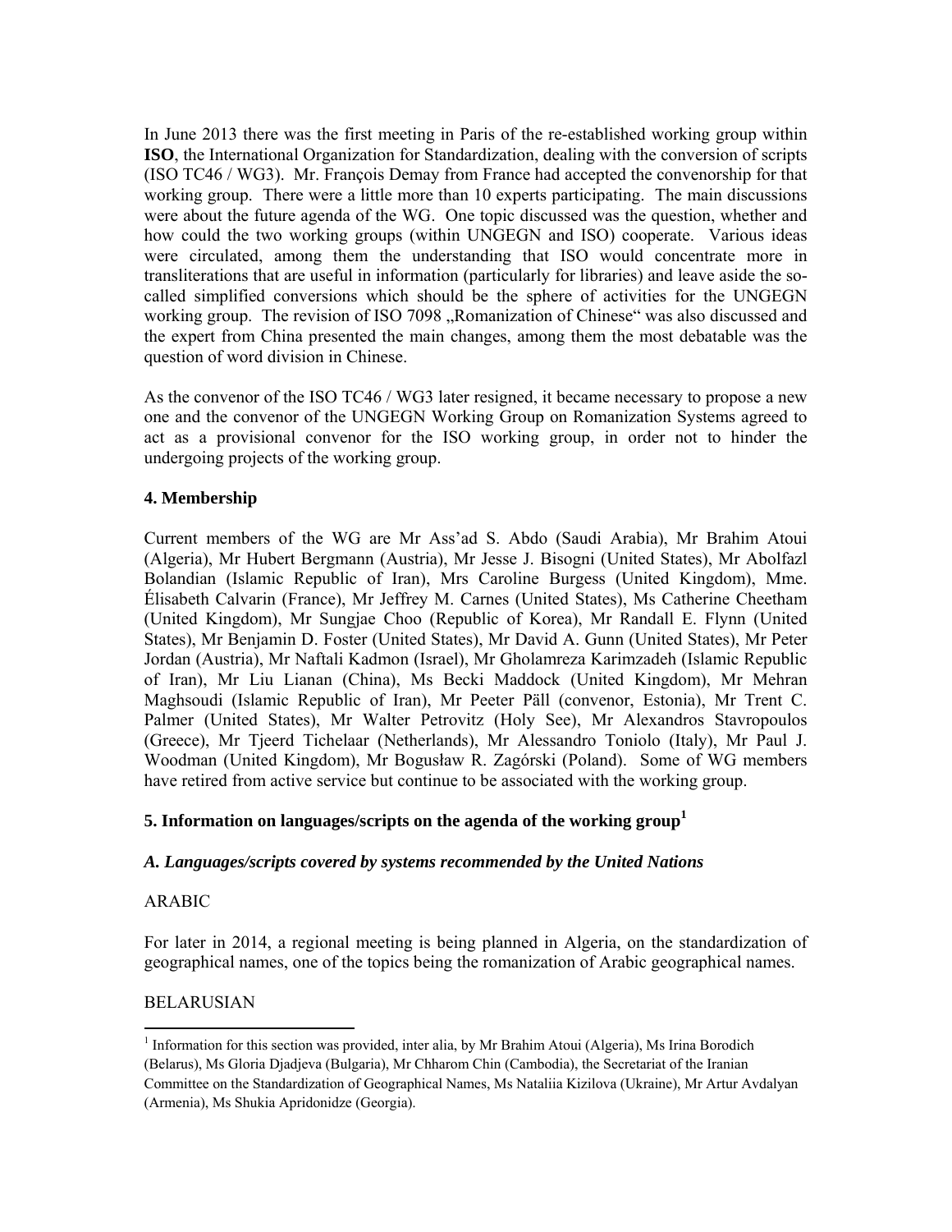In June 2013 there was the first meeting in Paris of the re-established working group within **ISO**, the International Organization for Standardization, dealing with the conversion of scripts (ISO TC46 / WG3). Mr. François Demay from France had accepted the convenorship for that working group. There were a little more than 10 experts participating. The main discussions were about the future agenda of the WG. One topic discussed was the question, whether and how could the two working groups (within UNGEGN and ISO) cooperate. Various ideas were circulated, among them the understanding that ISO would concentrate more in transliterations that are useful in information (particularly for libraries) and leave aside the so-called simplified conversions which should be the sphere of activities for the UNGEGN working group. The revision of ISO 7098 „Romanization of Chinese" was also discussed and the expert from China presented the main changes, among them the most debatable was the question of word division in Chinese.

As the convenor of the ISO TC46 / WG3 later resigned, it became necessary to propose a new one and the convenor of the UNGEGN Working Group on Romanization Systems agreed to act as a provisional convenor for the ISO working group, in order not to hinder the undergoing projects of the working group.

## 4. Membership

Current members of the WG are Mr Ass'ad S. Abdo (Saudi Arabia), Mr Brahim Atoui (Algeria), Mr Hubert Bergmann (Austria), Mr Jesse J. Bisogni (United States), Mr Abolfazl Bolandian (Islamic Republic of Iran), Mrs Caroline Burgess (United Kingdom), Mme. Élisabeth Calvarin (France), Mr Jeffrey M. Carnes (United States), Ms Catherine Cheetham (United Kingdom), Mr Sungjae Choo (Republic of Korea), Mr Randall E. Flynn (United States), Mr Benjamin D. Foster (United States), Mr David A. Gunn (United States), Mr Peter Jordan (Austria), Mr Naftali Kadmon (Israel), Mr Gholamreza Karimzadeh (Islamic Republic of Iran), Mr Liu Lianan (China), Ms Becki Maddock (United Kingdom), Mr Mehran Maghsoudi (Islamic Republic of Iran), Mr Peeter Päll (convenor, Estonia), Mr Trent C. Palmer (United States), Mr Walter Petrovitz (Holy See), Mr Alexandros Stavropoulos (Greece), Mr Tjeerd Tichelaar (Netherlands), Mr Alessandro Toniolo (Italy), Mr Paul J. Woodman (United Kingdom), Mr Bogusław R. Zagórski (Poland). Some of WG members have retired from active service but continue to be associated with the working group.

## 5. Information on languages/scripts on the agenda of the working group[1]

### *A. Languages/scripts covered by systems recommended by the United Nations*

ARABIC

For later in 2014, a regional meeting is being planned in Algeria, on the standardization of geographical names, one of the topics being the romanization of Arabic geographical names.

BELARUSIAN

[1] Information for this section was provided, inter alia, by Mr Brahim Atoui (Algeria), Ms Irina Borodich (Belarus), Ms Gloria Djadjeva (Bulgaria), Mr Chharom Chin (Cambodia), the Secretariat of the Iranian Committee on the Standardization of Geographical Names, Ms Nataliia Kizilova (Ukraine), Mr Artur Avdalyan (Armenia), Ms Shukia Apridonidze (Georgia).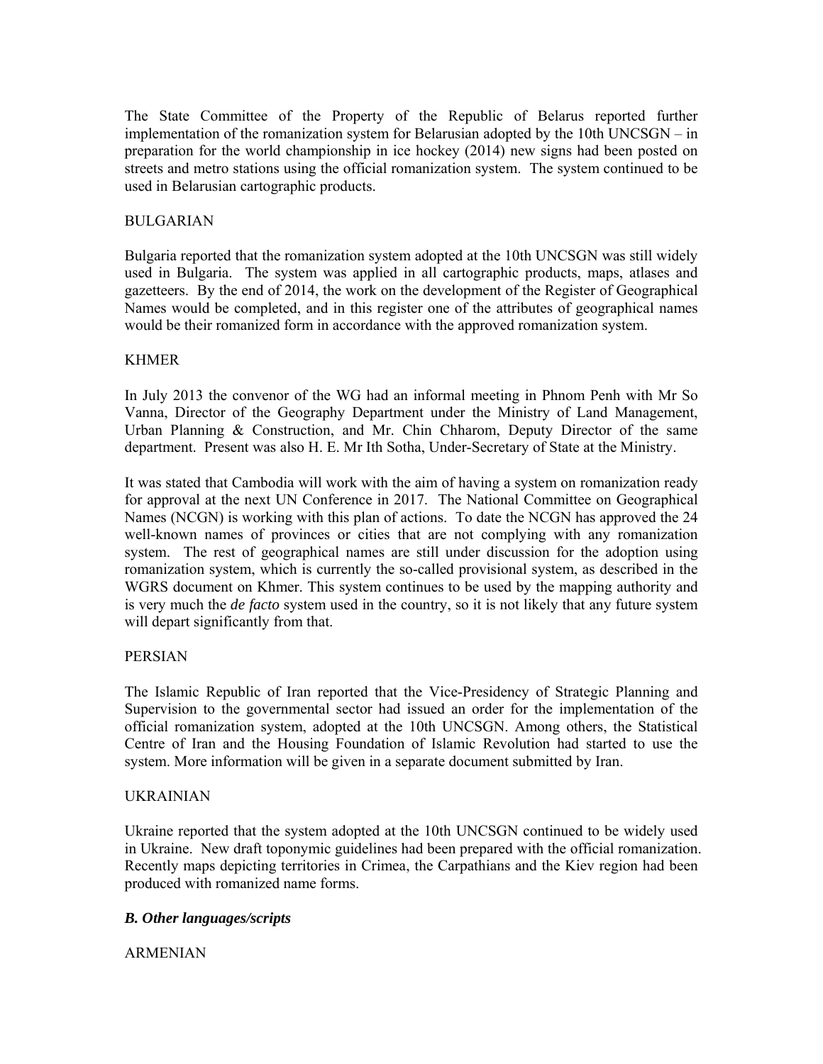The State Committee of the Property of the Republic of Belarus reported further implementation of the romanization system for Belarusian adopted by the 10th UNCSGN – in preparation for the world championship in ice hockey (2014) new signs had been posted on streets and metro stations using the official romanization system. The system continued to be used in Belarusian cartographic products.

BULGARIAN

Bulgaria reported that the romanization system adopted at the 10th UNCSGN was still widely used in Bulgaria. The system was applied in all cartographic products, maps, atlases and gazetteers. By the end of 2014, the work on the development of the Register of Geographical Names would be completed, and in this register one of the attributes of geographical names would be their romanized form in accordance with the approved romanization system.

KHMER

In July 2013 the convenor of the WG had an informal meeting in Phnom Penh with Mr So Vanna, Director of the Geography Department under the Ministry of Land Management, Urban Planning & Construction, and Mr. Chin Chharom, Deputy Director of the same department. Present was also H. E. Mr Ith Sotha, Under-Secretary of State at the Ministry.

It was stated that Cambodia will work with the aim of having a system on romanization ready for approval at the next UN Conference in 2017. The National Committee on Geographical Names (NCGN) is working with this plan of actions. To date the NCGN has approved the 24 well-known names of provinces or cities that are not complying with any romanization system. The rest of geographical names are still under discussion for the adoption using romanization system, which is currently the so-called provisional system, as described in the WGRS document on Khmer. This system continues to be used by the mapping authority and is very much the *de facto* system used in the country, so it is not likely that any future system will depart significantly from that.

PERSIAN

The Islamic Republic of Iran reported that the Vice-Presidency of Strategic Planning and Supervision to the governmental sector had issued an order for the implementation of the official romanization system, adopted at the 10th UNCSGN. Among others, the Statistical Centre of Iran and the Housing Foundation of Islamic Revolution had started to use the system. More information will be given in a separate document submitted by Iran.

UKRAINIAN

Ukraine reported that the system adopted at the 10th UNCSGN continued to be widely used in Ukraine. New draft toponymic guidelines had been prepared with the official romanization. Recently maps depicting territories in Crimea, the Carpathians and the Kiev region had been produced with romanized name forms.

### *B. Other languages/scripts*

ARMENIAN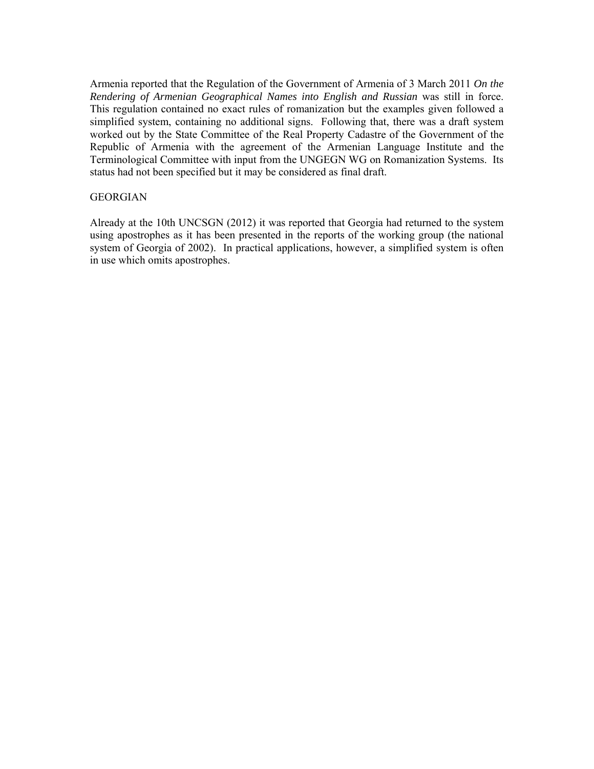Armenia reported that the Regulation of the Government of Armenia of 3 March 2011 *On the Rendering of Armenian Geographical Names into English and Russian* was still in force. This regulation contained no exact rules of romanization but the examples given followed a simplified system, containing no additional signs. Following that, there was a draft system worked out by the State Committee of the Real Property Cadastre of the Government of the Republic of Armenia with the agreement of the Armenian Language Institute and the Terminological Committee with input from the UNGEGN WG on Romanization Systems. Its status had not been specified but it may be considered as final draft.

GEORGIAN

Already at the 10th UNCSGN (2012) it was reported that Georgia had returned to the system using apostrophes as it has been presented in the reports of the working group (the national system of Georgia of 2002). In practical applications, however, a simplified system is often in use which omits apostrophes.